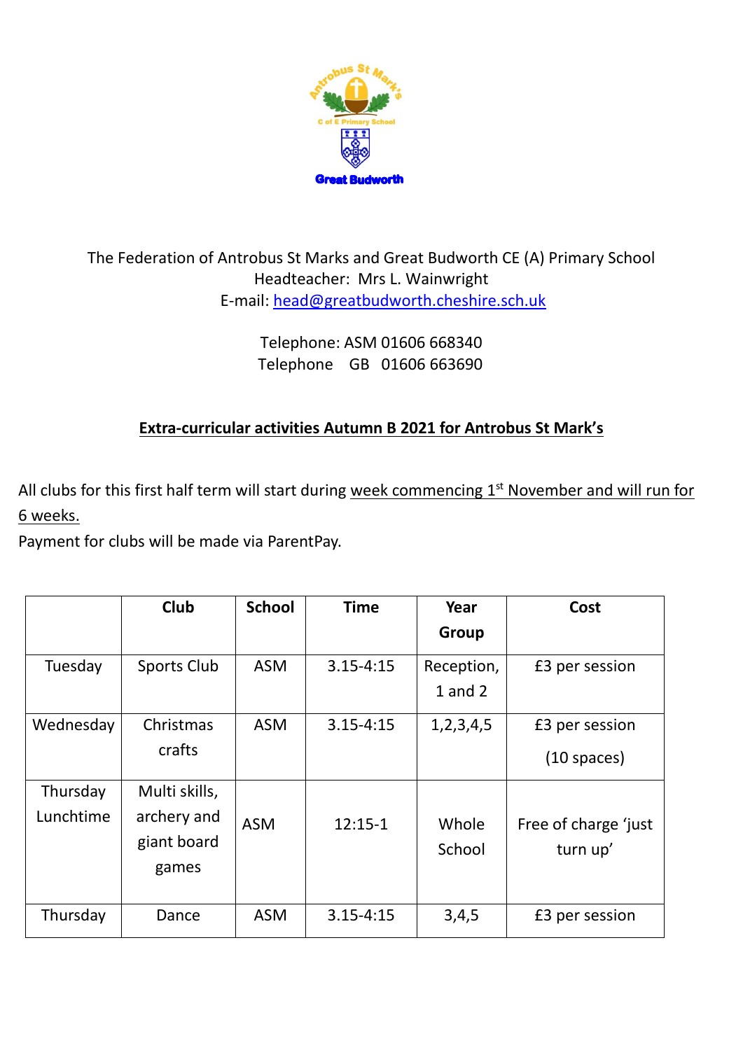The Federation of Antrobus St Marks and Great Budworth CE (A) Primary School
Headteacher: Mrs L. Wainwright
E-mail: head@greatbudworth.cheshire.sch.uk

Telephone: ASM 01606 668340
Telephone GB 01606 663690

## Extra-curricular activities Autumn B 2021 for Antrobus St Mark's

All clubs for this first half term will start during week commencing 1st November and will run for 6 weeks.
Payment for clubs will be made via ParentPay.

| | Club | School | Time | Year Group | Cost |
|---|---|---|---|---|---|
| Tuesday | Sports Club | ASM | 3.15-4:15 | Reception, 1 and 2 | £3 per session |
| Wednesday | Christmas crafts | ASM | 3.15-4:15 | 1,2,3,4,5 | £3 per session (10 spaces) |
| Thursday Lunchtime | Multi skills, archery and giant board games | ASM | 12:15-1 | Whole School | Free of charge 'just turn up' |
| Thursday | Dance | ASM | 3.15-4:15 | 3,4,5 | £3 per session |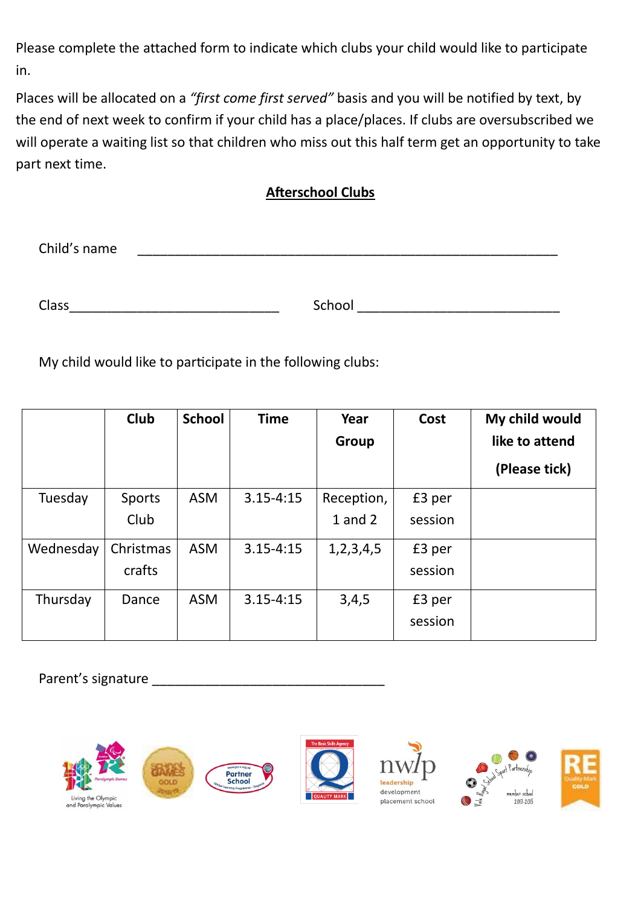Please complete the attached form to indicate which clubs your child would like to participate in.

Places will be allocated on a *"first come first served"* basis and you will be notified by text, by the end of next week to confirm if your child has a place/places. If clubs are oversubscribed we will operate a waiting list so that children who miss out this half term get an opportunity to take part next time.

**Afterschool Clubs**

Child's name _______________________________________________

Class_____________________________ School ____________________________

My child would like to participate in the following clubs:

| | Club | School | Time | Year Group | Cost | My child would like to attend (Please tick) |
|---|---|---|---|---|---|---|
| Tuesday | Sports Club | ASM | 3.15-4:15 | Reception, 1 and 2 | £3 per session | |
| Wednesday | Christmas crafts | ASM | 3.15-4:15 | 1,2,3,4,5 | £3 per session | |
| Thursday | Dance | ASM | 3.15-4:15 | 3,4,5 | £3 per session | |

Parent's signature ________________________________